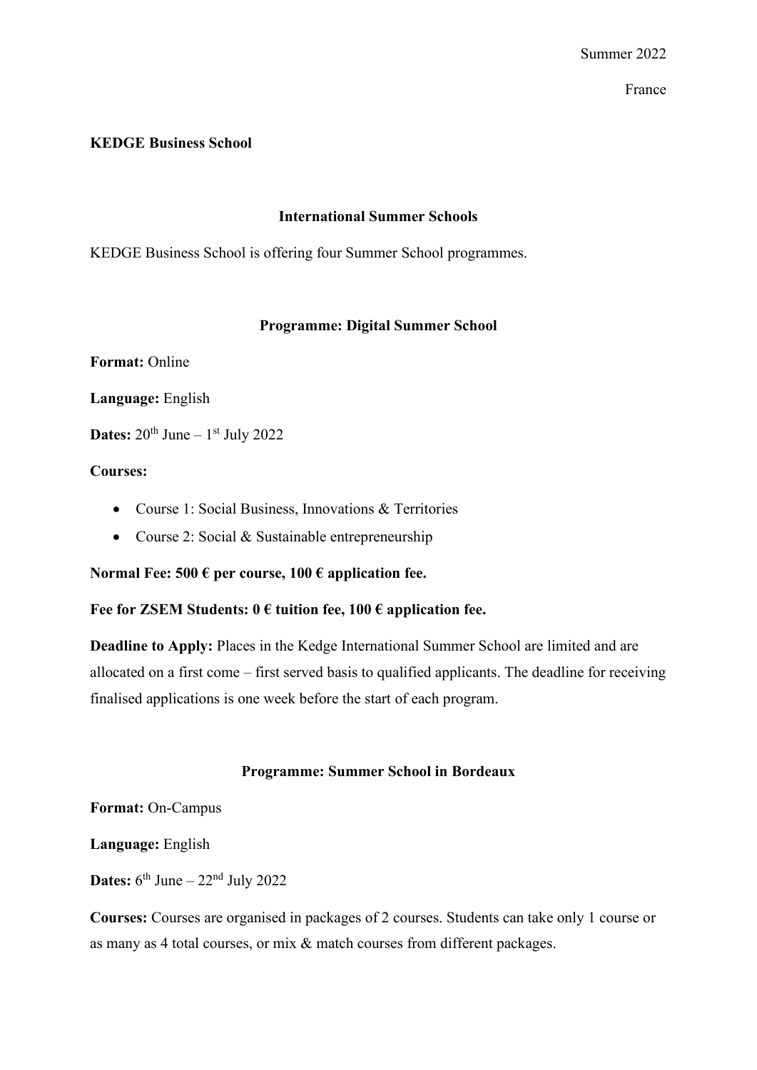Summer 2022

France

**KEDGE Business School**

## International Summer Schools

KEDGE Business School is offering four Summer School programmes.

### Programme: Digital Summer School

**Format:** Online

**Language:** English

**Dates:** 20th June – 1st July 2022

**Courses:**

- Course 1: Social Business, Innovations & Territories
- Course 2: Social & Sustainable entrepreneurship

**Normal Fee: 500 € per course, 100 € application fee.**

**Fee for ZSEM Students: 0 € tuition fee, 100 € application fee.**

**Deadline to Apply:** Places in the Kedge International Summer School are limited and are allocated on a first come – first served basis to qualified applicants. The deadline for receiving finalised applications is one week before the start of each program.

### Programme: Summer School in Bordeaux

**Format:** On-Campus

**Language:** English

**Dates:** 6th June – 22nd July 2022

**Courses:** Courses are organised in packages of 2 courses. Students can take only 1 course or as many as 4 total courses, or mix & match courses from different packages.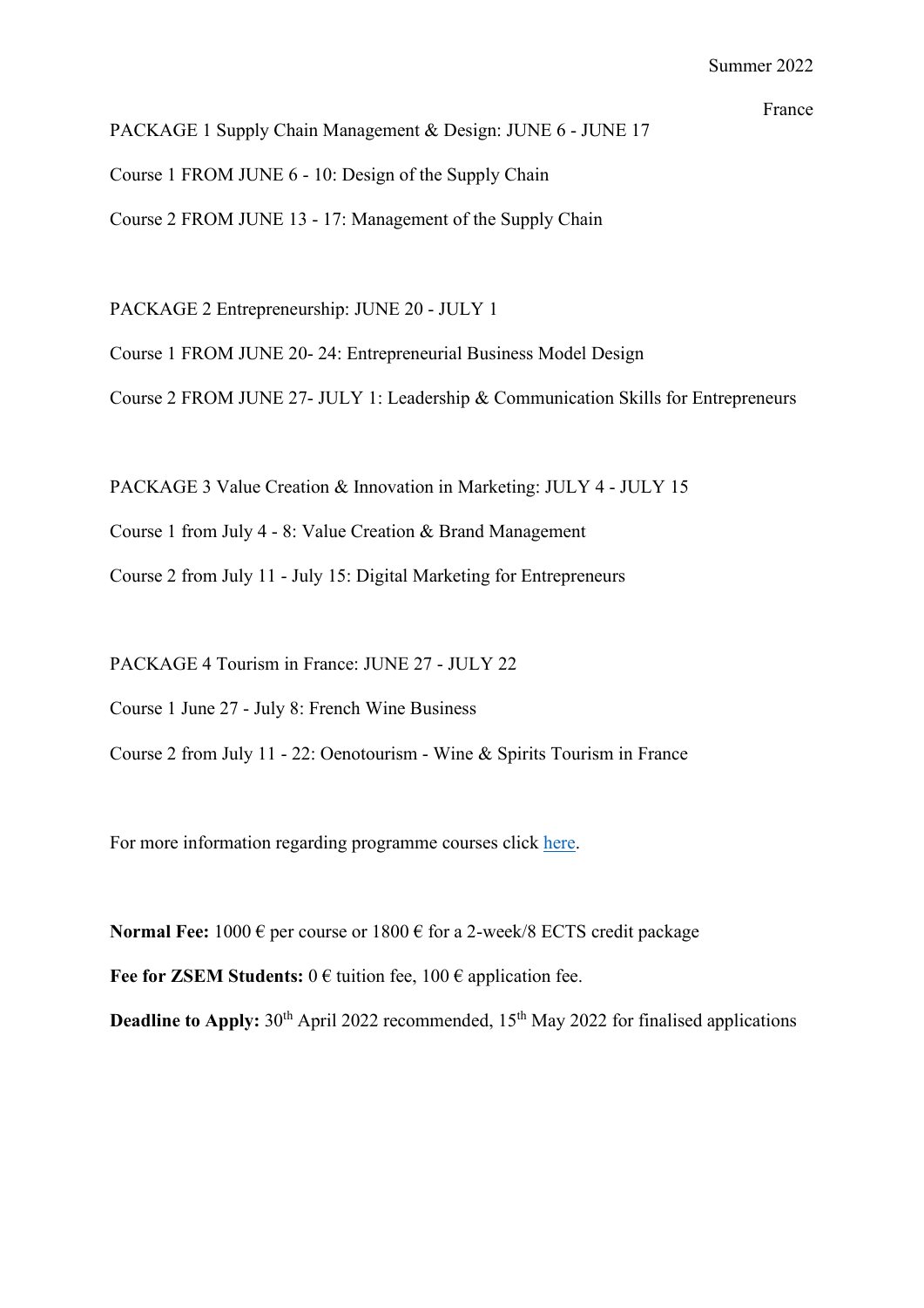Summer 2022

France

PACKAGE 1 Supply Chain Management & Design: JUNE 6 - JUNE 17

Course 1 FROM JUNE 6 - 10: Design of the Supply Chain

Course 2 FROM JUNE 13 - 17: Management of the Supply Chain

PACKAGE 2 Entrepreneurship: JUNE 20 - JULY 1

Course 1 FROM JUNE 20- 24: Entrepreneurial Business Model Design

Course 2 FROM JUNE 27- JULY 1: Leadership & Communication Skills for Entrepreneurs

PACKAGE 3 Value Creation & Innovation in Marketing: JULY 4 - JULY 15

Course 1 from July 4 - 8: Value Creation & Brand Management

Course 2 from July 11 - July 15: Digital Marketing for Entrepreneurs

PACKAGE 4 Tourism in France: JUNE 27 - JULY 22

Course 1 June 27 - July 8: French Wine Business

Course 2 from July 11 - 22: Oenotourism - Wine & Spirits Tourism in France

For more information regarding programme courses click [here]().

**Normal Fee:** 1000 € per course or 1800 € for a 2-week/8 ECTS credit package

**Fee for ZSEM Students:** 0 € tuition fee, 100 € application fee.

**Deadline to Apply:** 30th April 2022 recommended, 15th May 2022 for finalised applications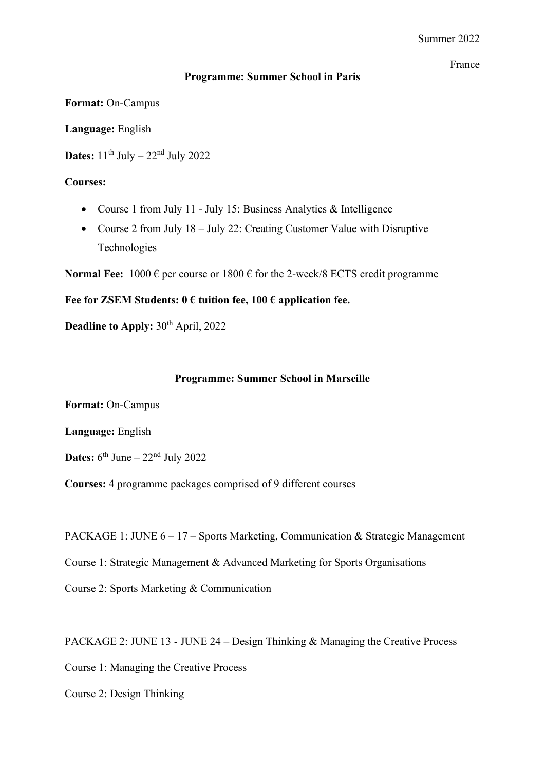Summer 2022

France

### Programme: Summer School in Paris

**Format:** On-Campus

**Language:** English

**Dates:** 11th July – 22nd July 2022

**Courses:**

- Course 1 from July 11 - July 15: Business Analytics & Intelligence
- Course 2 from July 18 – July 22: Creating Customer Value with Disruptive Technologies

**Normal Fee:** 1000 € per course or 1800 € for the 2-week/8 ECTS credit programme

**Fee for ZSEM Students: 0 € tuition fee, 100 € application fee.**

**Deadline to Apply:** 30th April, 2022

### Programme: Summer School in Marseille

**Format:** On-Campus

**Language:** English

**Dates:** 6th June – 22nd July 2022

**Courses:** 4 programme packages comprised of 9 different courses

PACKAGE 1: JUNE 6 – 17 – Sports Marketing, Communication & Strategic Management

Course 1: Strategic Management & Advanced Marketing for Sports Organisations

Course 2: Sports Marketing & Communication

PACKAGE 2: JUNE 13 - JUNE 24 – Design Thinking & Managing the Creative Process

Course 1: Managing the Creative Process

Course 2: Design Thinking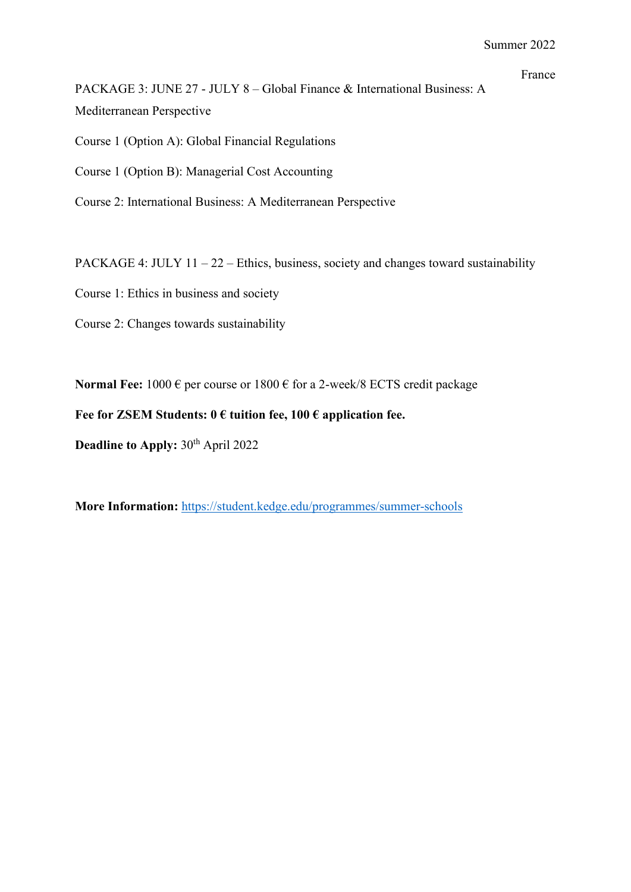Summer 2022

France

PACKAGE 3: JUNE 27 - JULY 8 – Global Finance & International Business: A Mediterranean Perspective

Course 1 (Option A): Global Financial Regulations

Course 1 (Option B): Managerial Cost Accounting

Course 2: International Business: A Mediterranean Perspective

PACKAGE 4: JULY 11 – 22 – Ethics, business, society and changes toward sustainability

Course 1: Ethics in business and society

Course 2: Changes towards sustainability

**Normal Fee:** 1000 € per course or 1800 € for a 2-week/8 ECTS credit package

**Fee for ZSEM Students: 0 € tuition fee, 100 € application fee.**

**Deadline to Apply:** 30th April 2022

**More Information:** [https://student.kedge.edu/programmes/summer-schools](https://student.kedge.edu/programmes/summer-schools)